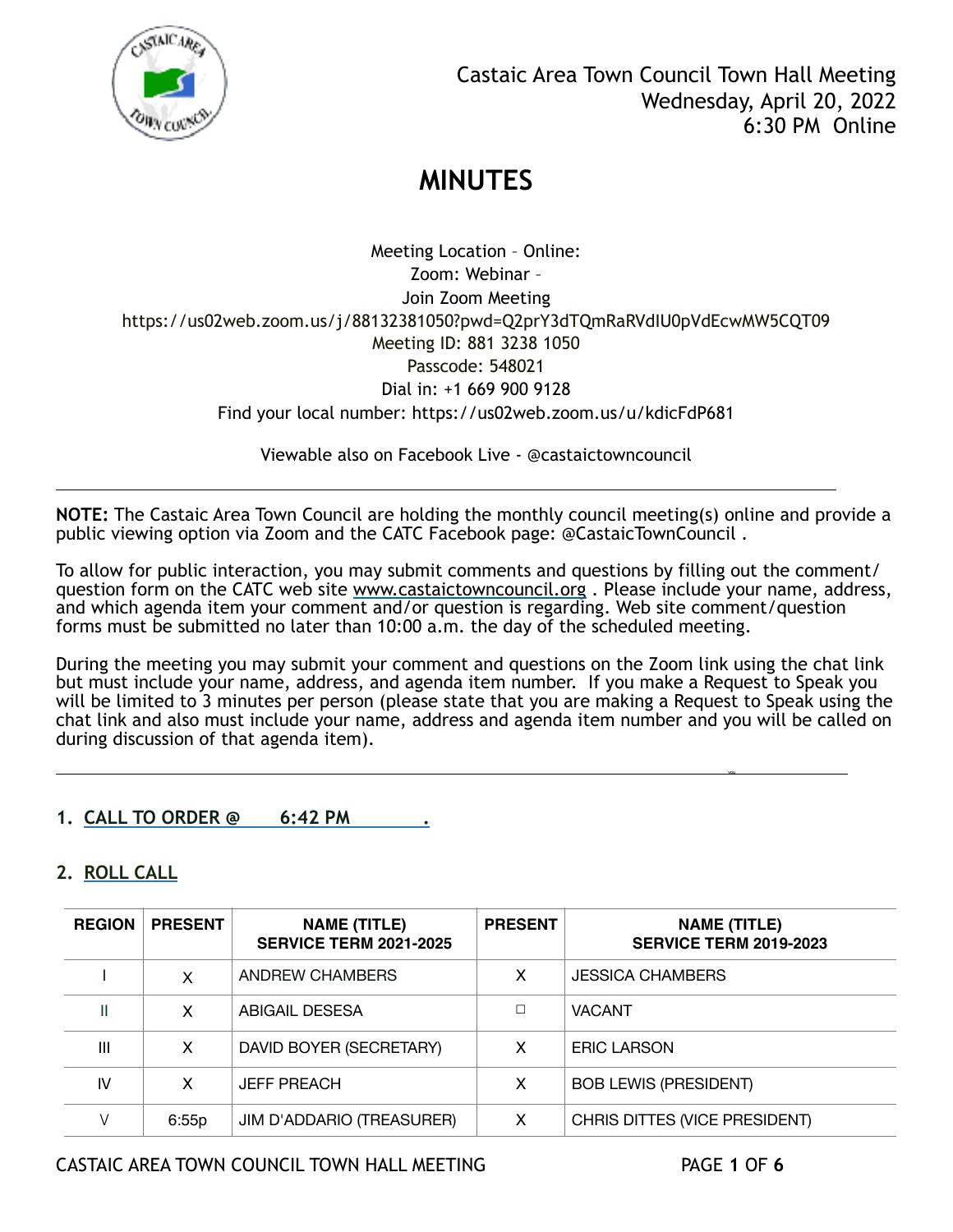Castaic Area Town Council Town Hall Meeting
Wednesday, April 20, 2022
6:30 PM Online

# MINUTES

Meeting Location – Online:
Zoom: Webinar –
Join Zoom Meeting
https://us02web.zoom.us/j/88132381050?pwd=Q2prY3dTQmRaRVdIU0pVdEcwMW5CQT09
Meeting ID: 881 3238 1050
Passcode: 548021
Dial in: +1 669 900 9128
Find your local number: https://us02web.zoom.us/u/kdicFdP681

Viewable also on Facebook Live - @castaictowncouncil

---

**NOTE:** The Castaic Area Town Council are holding the monthly council meeting(s) online and provide a public viewing option via Zoom and the CATC Facebook page: @CastaicTownCouncil .

To allow for public interaction, you may submit comments and questions by filling out the comment/question form on the CATC web site www.castaictowncouncil.org . Please include your name, address, and which agenda item your comment and/or question is regarding. Web site comment/question forms must be submitted no later than 10:00 a.m. the day of the scheduled meeting.

During the meeting you may submit your comment and questions on the Zoom link using the chat link but must include your name, address, and agenda item number. If you make a Request to Speak you will be limited to 3 minutes per person (please state that you are making a Request to Speak using the chat link and also must include your name, address and agenda item number and you will be called on during discussion of that agenda item).

---

## 1. CALL TO ORDER @ 6:42 PM .

## 2. ROLL CALL

| REGION | PRESENT | NAME (TITLE) SERVICE TERM 2021-2025 | PRESENT | NAME (TITLE) SERVICE TERM 2019-2023 |
|---|---|---|---|---|
| I | X | ANDREW CHAMBERS | X | JESSICA CHAMBERS |
| II | X | ABIGAIL DESESA | ☐ | VACANT |
| III | X | DAVID BOYER (SECRETARY) | X | ERIC LARSON |
| IV | X | JEFF PREACH | X | BOB LEWIS (PRESIDENT) |
| V | 6:55p | JIM D'ADDARIO (TREASURER) | X | CHRIS DITTES (VICE PRESIDENT) |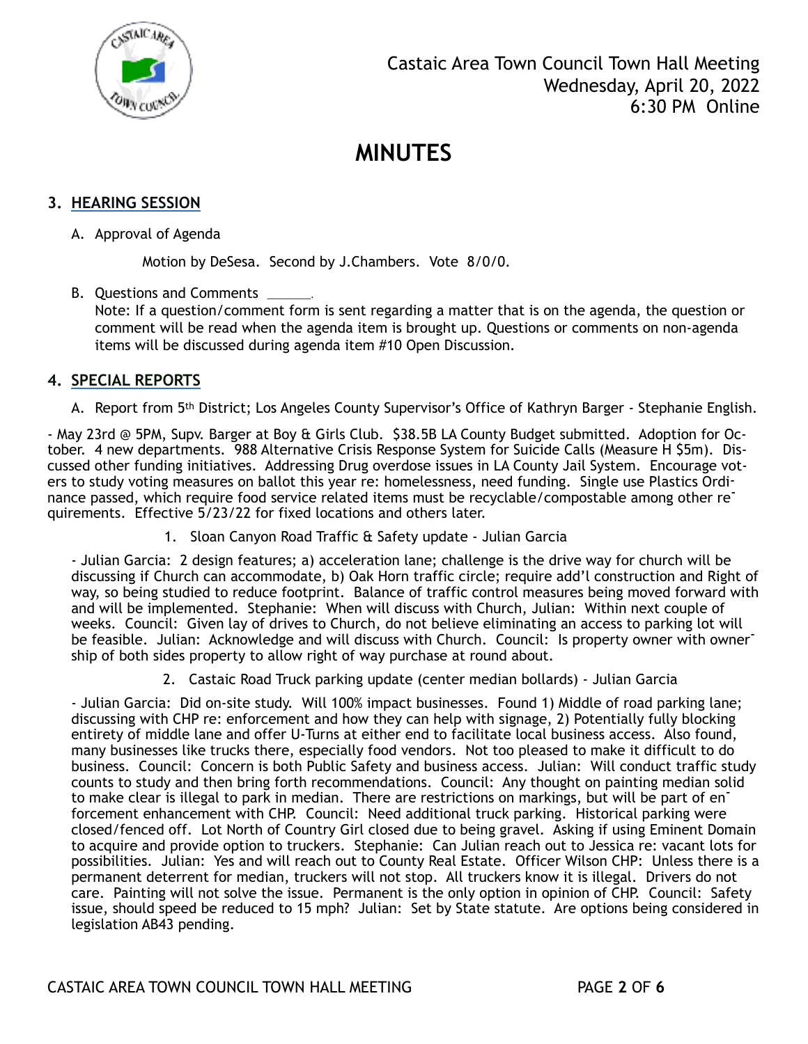Castaic Area Town Council Town Hall Meeting
Wednesday, April 20, 2022
6:30 PM Online

# MINUTES

## 3. HEARING SESSION

A. Approval of Agenda

Motion by DeSesa. Second by J.Chambers. Vote 8/0/0.

B. Questions and Comments ______.
Note: If a question/comment form is sent regarding a matter that is on the agenda, the question or comment will be read when the agenda item is brought up. Questions or comments on non-agenda items will be discussed during agenda item #10 Open Discussion.

## 4. SPECIAL REPORTS

A. Report from 5th District; Los Angeles County Supervisor's Office of Kathryn Barger - Stephanie English.

- May 23rd @ 5PM, Supv. Barger at Boy & Girls Club. $38.5B LA County Budget submitted. Adoption for October. 4 new departments. 988 Alternative Crisis Response System for Suicide Calls (Measure H $5m). Discussed other funding initiatives. Addressing Drug overdose issues in LA County Jail System. Encourage voters to study voting measures on ballot this year re: homelessness, need funding. Single use Plastics Ordinance passed, which require food service related items must be recyclable/compostable among other requirements. Effective 5/23/22 for fixed locations and others later.

1. Sloan Canyon Road Traffic & Safety update - Julian Garcia

- Julian Garcia: 2 design features; a) acceleration lane; challenge is the drive way for church will be discussing if Church can accommodate, b) Oak Horn traffic circle; require add'l construction and Right of way, so being studied to reduce footprint. Balance of traffic control measures being moved forward with and will be implemented. Stephanie: When will discuss with Church, Julian: Within next couple of weeks. Council: Given lay of drives to Church, do not believe eliminating an access to parking lot will be feasible. Julian: Acknowledge and will discuss with Church. Council: Is property owner with ownership of both sides property to allow right of way purchase at round about.

2. Castaic Road Truck parking update (center median bollards) - Julian Garcia

- Julian Garcia: Did on-site study. Will 100% impact businesses. Found 1) Middle of road parking lane; discussing with CHP re: enforcement and how they can help with signage, 2) Potentially fully blocking entirety of middle lane and offer U-Turns at either end to facilitate local business access. Also found, many businesses like trucks there, especially food vendors. Not too pleased to make it difficult to do business. Council: Concern is both Public Safety and business access. Julian: Will conduct traffic study counts to study and then bring forth recommendations. Council: Any thought on painting median solid to make clear is illegal to park in median. There are restrictions on markings, but will be part of enforcement enhancement with CHP. Council: Need additional truck parking. Historical parking were closed/fenced off. Lot North of Country Girl closed due to being gravel. Asking if using Eminent Domain to acquire and provide option to truckers. Stephanie: Can Julian reach out to Jessica re: vacant lots for possibilities. Julian: Yes and will reach out to County Real Estate. Officer Wilson CHP: Unless there is a permanent deterrent for median, truckers will not stop. All truckers know it is illegal. Drivers do not care. Painting will not solve the issue. Permanent is the only option in opinion of CHP. Council: Safety issue, should speed be reduced to 15 mph? Julian: Set by State statute. Are options being considered in legislation AB43 pending.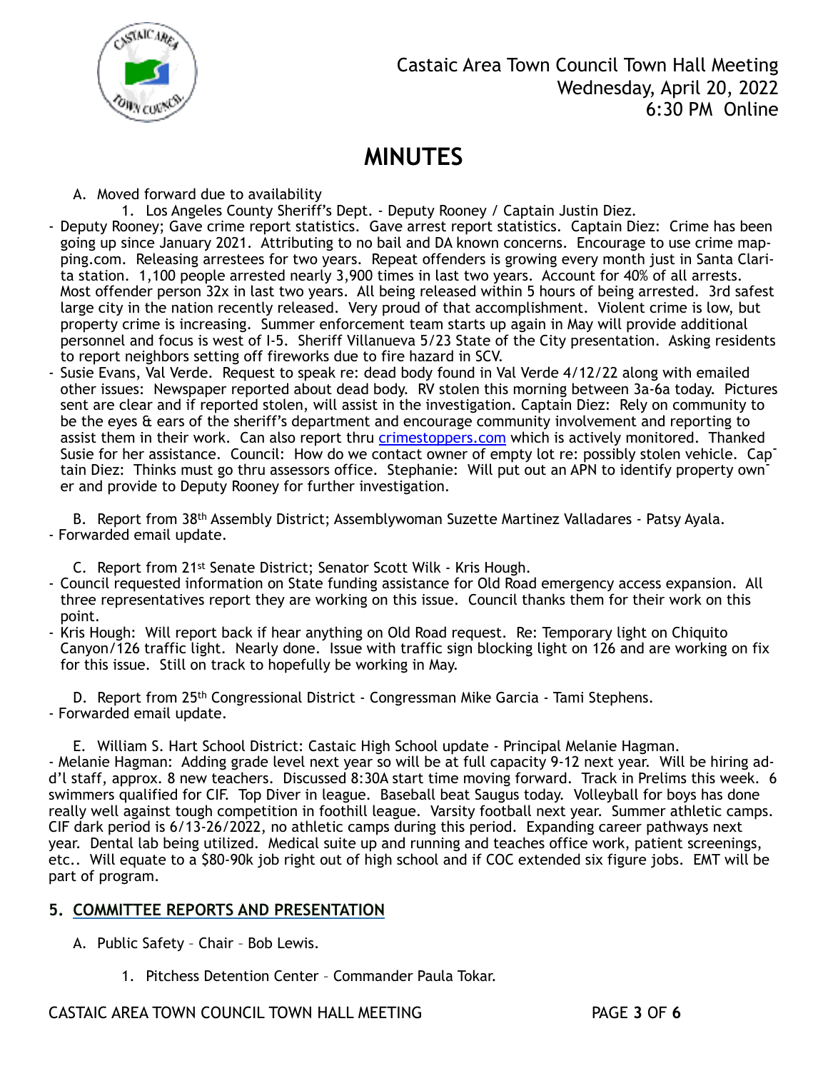Castaic Area Town Council Town Hall Meeting
Wednesday, April 20, 2022
6:30 PM Online

# MINUTES

A. Moved forward due to availability

1. Los Angeles County Sheriff's Dept. - Deputy Rooney / Captain Justin Diez.

- Deputy Rooney; Gave crime report statistics. Gave arrest report statistics. Captain Diez: Crime has been going up since January 2021. Attributing to no bail and DA known concerns. Encourage to use crime mapping.com. Releasing arrestees for two years. Repeat offenders is growing every month just in Santa Clarita station. 1,100 people arrested nearly 3,900 times in last two years. Account for 40% of all arrests. Most offender person 32x in last two years. All being released within 5 hours of being arrested. 3rd safest large city in the nation recently released. Very proud of that accomplishment. Violent crime is low, but property crime is increasing. Summer enforcement team starts up again in May will provide additional personnel and focus is west of I-5. Sheriff Villanueva 5/23 State of the City presentation. Asking residents to report neighbors setting off fireworks due to fire hazard in SCV.
- Susie Evans, Val Verde. Request to speak re: dead body found in Val Verde 4/12/22 along with emailed other issues: Newspaper reported about dead body. RV stolen this morning between 3a-6a today. Pictures sent are clear and if reported stolen, will assist in the investigation. Captain Diez: Rely on community to be the eyes & ears of the sheriff's department and encourage community involvement and reporting to assist them in their work. Can also report thru crimestoppers.com which is actively monitored. Thanked Susie for her assistance. Council: How do we contact owner of empty lot re: possibly stolen vehicle. Captain Diez: Thinks must go thru assessors office. Stephanie: Will put out an APN to identify property owner and provide to Deputy Rooney for further investigation.

B. Report from 38th Assembly District; Assemblywoman Suzette Martinez Valladares - Patsy Ayala.

- Forwarded email update.

C. Report from 21st Senate District; Senator Scott Wilk - Kris Hough.

- Council requested information on State funding assistance for Old Road emergency access expansion. All three representatives report they are working on this issue. Council thanks them for their work on this point.
- Kris Hough: Will report back if hear anything on Old Road request. Re: Temporary light on Chiquito Canyon/126 traffic light. Nearly done. Issue with traffic sign blocking light on 126 and are working on fix for this issue. Still on track to hopefully be working in May.

D. Report from 25th Congressional District - Congressman Mike Garcia - Tami Stephens.

- Forwarded email update.

E. William S. Hart School District: Castaic High School update - Principal Melanie Hagman.

- Melanie Hagman: Adding grade level next year so will be at full capacity 9-12 next year. Will be hiring add'l staff, approx. 8 new teachers. Discussed 8:30A start time moving forward. Track in Prelims this week. 6 swimmers qualified for CIF. Top Diver in league. Baseball beat Saugus today. Volleyball for boys has done really well against tough competition in foothill league. Varsity football next year. Summer athletic camps. CIF dark period is 6/13-26/2022, no athletic camps during this period. Expanding career pathways next year. Dental lab being utilized. Medical suite up and running and teaches office work, patient screenings, etc.. Will equate to a $80-90k job right out of high school and if COC extended six figure jobs. EMT will be part of program.

## 5. COMMITTEE REPORTS AND PRESENTATION

A. Public Safety – Chair – Bob Lewis.

1. Pitchess Detention Center – Commander Paula Tokar.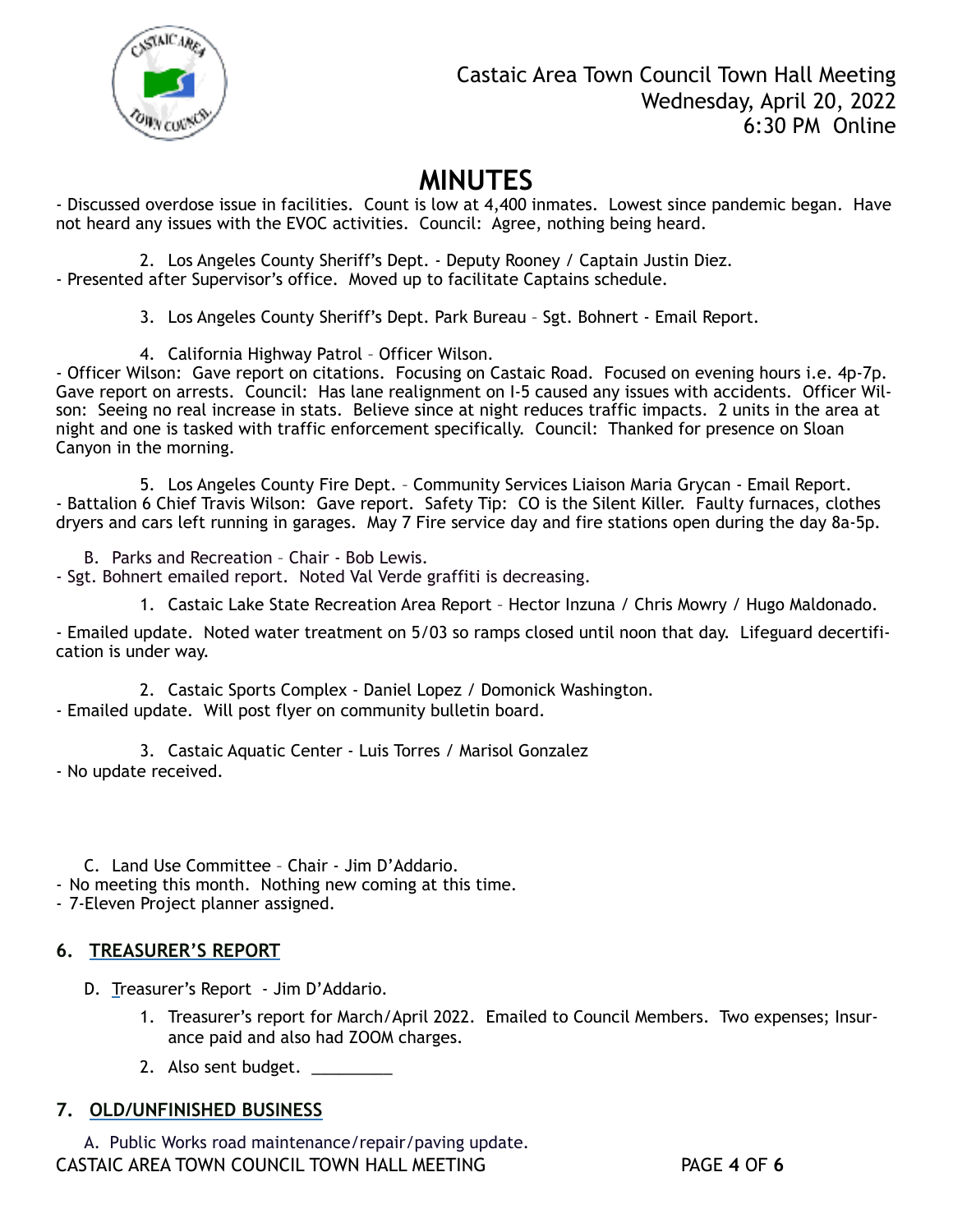Castaic Area Town Council Town Hall Meeting
Wednesday, April 20, 2022
6:30 PM Online

# MINUTES

- Discussed overdose issue in facilities. Count is low at 4,400 inmates. Lowest since pandemic began. Have not heard any issues with the EVOC activities. Council: Agree, nothing being heard.

2. Los Angeles County Sheriff's Dept. - Deputy Rooney / Captain Justin Diez.
- Presented after Supervisor's office. Moved up to facilitate Captains schedule.

3. Los Angeles County Sheriff's Dept. Park Bureau – Sgt. Bohnert - Email Report.

4. California Highway Patrol – Officer Wilson.
- Officer Wilson: Gave report on citations. Focusing on Castaic Road. Focused on evening hours i.e. 4p-7p. Gave report on arrests. Council: Has lane realignment on I-5 caused any issues with accidents. Officer Wilson: Seeing no real increase in stats. Believe since at night reduces traffic impacts. 2 units in the area at night and one is tasked with traffic enforcement specifically. Council: Thanked for presence on Sloan Canyon in the morning.

5. Los Angeles County Fire Dept. – Community Services Liaison Maria Grycan - Email Report.
- Battalion 6 Chief Travis Wilson: Gave report. Safety Tip: CO is the Silent Killer. Faulty furnaces, clothes dryers and cars left running in garages. May 7 Fire service day and fire stations open during the day 8a-5p.

B. Parks and Recreation – Chair - Bob Lewis.
- Sgt. Bohnert emailed report. Noted Val Verde graffiti is decreasing.

1. Castaic Lake State Recreation Area Report – Hector Inzuna / Chris Mowry / Hugo Maldonado.

- Emailed update. Noted water treatment on 5/03 so ramps closed until noon that day. Lifeguard decertification is under way.

2. Castaic Sports Complex - Daniel Lopez / Domonick Washington.
- Emailed update. Will post flyer on community bulletin board.

3. Castaic Aquatic Center - Luis Torres / Marisol Gonzalez
- No update received.

C. Land Use Committee – Chair - Jim D'Addario.
- No meeting this month. Nothing new coming at this time.
- 7-Eleven Project planner assigned.

## 6. TREASURER'S REPORT

D. Treasurer's Report - Jim D'Addario.

1. Treasurer's report for March/April 2022. Emailed to Council Members. Two expenses; Insurance paid and also had ZOOM charges.
2. Also sent budget. _________

## 7. OLD/UNFINISHED BUSINESS

A. Public Works road maintenance/repair/paving update.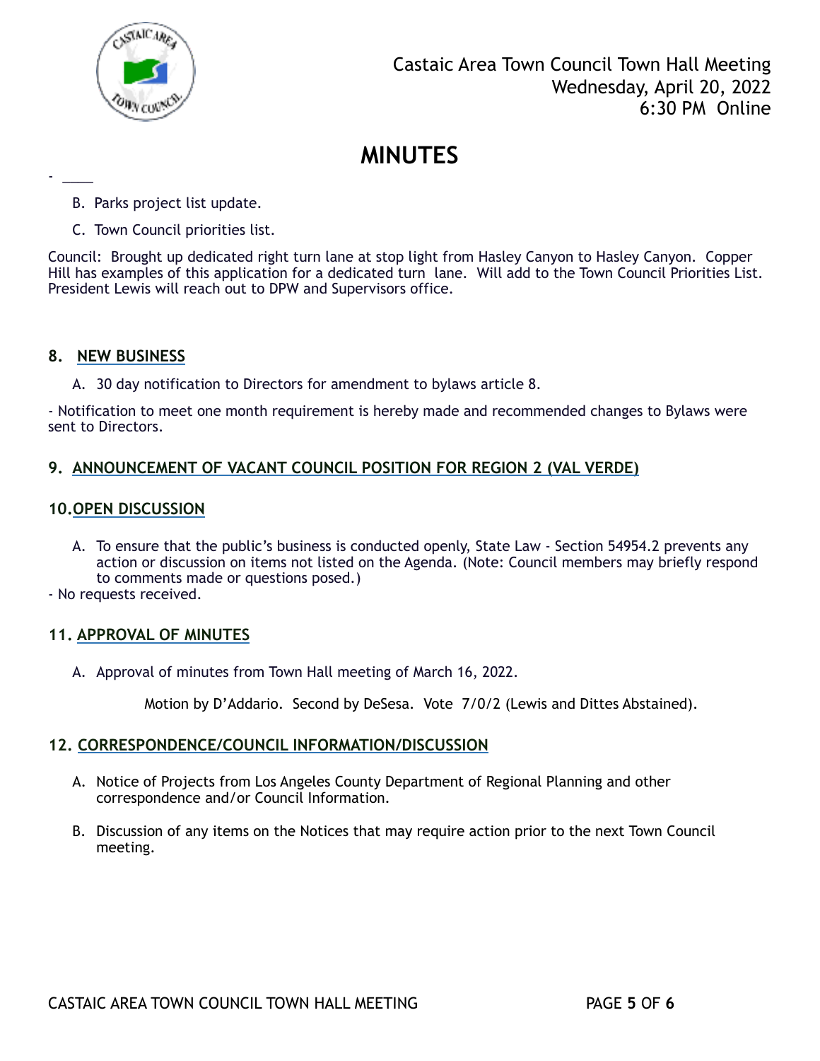B. Parks project list update.

C. Town Council priorities list.

Council: Brought up dedicated right turn lane at stop light from Hasley Canyon to Hasley Canyon. Copper Hill has examples of this application for a dedicated turn lane. Will add to the Town Council Priorities List. President Lewis will reach out to DPW and Supervisors office.

## 8. NEW BUSINESS

A. 30 day notification to Directors for amendment to bylaws article 8.

- Notification to meet one month requirement is hereby made and recommended changes to Bylaws were sent to Directors.

## 9. ANNOUNCEMENT OF VACANT COUNCIL POSITION FOR REGION 2 (VAL VERDE)

## 10. OPEN DISCUSSION

A. To ensure that the public's business is conducted openly, State Law - Section 54954.2 prevents any action or discussion on items not listed on the Agenda. (Note: Council members may briefly respond to comments made or questions posed.)

- No requests received.

## 11. APPROVAL OF MINUTES

A. Approval of minutes from Town Hall meeting of March 16, 2022.

Motion by D'Addario. Second by DeSesa. Vote 7/0/2 (Lewis and Dittes Abstained).

## 12. CORRESPONDENCE/COUNCIL INFORMATION/DISCUSSION

A. Notice of Projects from Los Angeles County Department of Regional Planning and other correspondence and/or Council Information.

B. Discussion of any items on the Notices that may require action prior to the next Town Council meeting.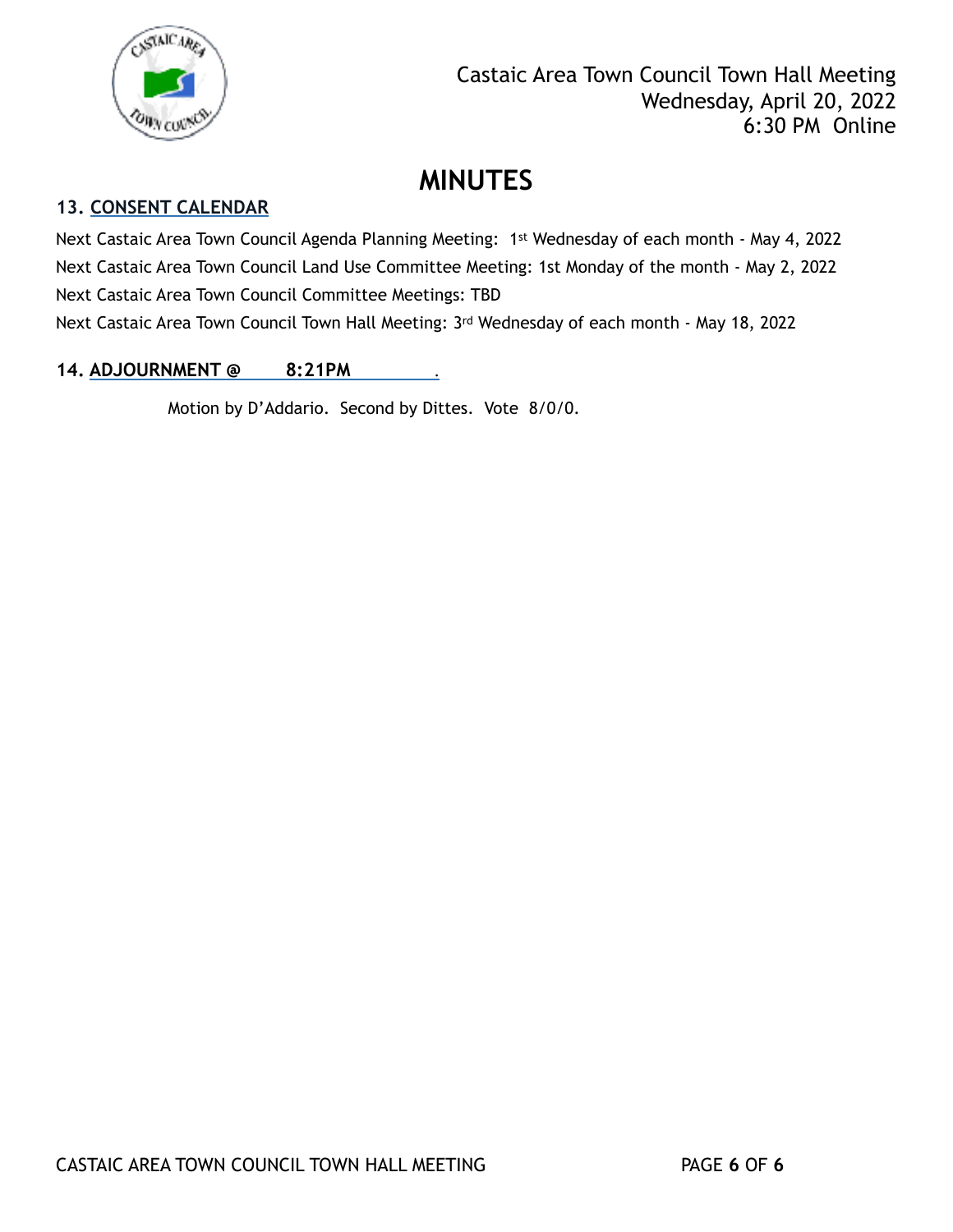# MINUTES

### 13. CONSENT CALENDAR

Next Castaic Area Town Council Agenda Planning Meeting: 1st Wednesday of each month - May 4, 2022

Next Castaic Area Town Council Land Use Committee Meeting: 1st Monday of the month - May 2, 2022

Next Castaic Area Town Council Committee Meetings: TBD

Next Castaic Area Town Council Town Hall Meeting: 3rd Wednesday of each month - May 18, 2022

### 14. ADJOURNMENT @ 8:21PM .

Motion by D'Addario. Second by Dittes. Vote 8/0/0.